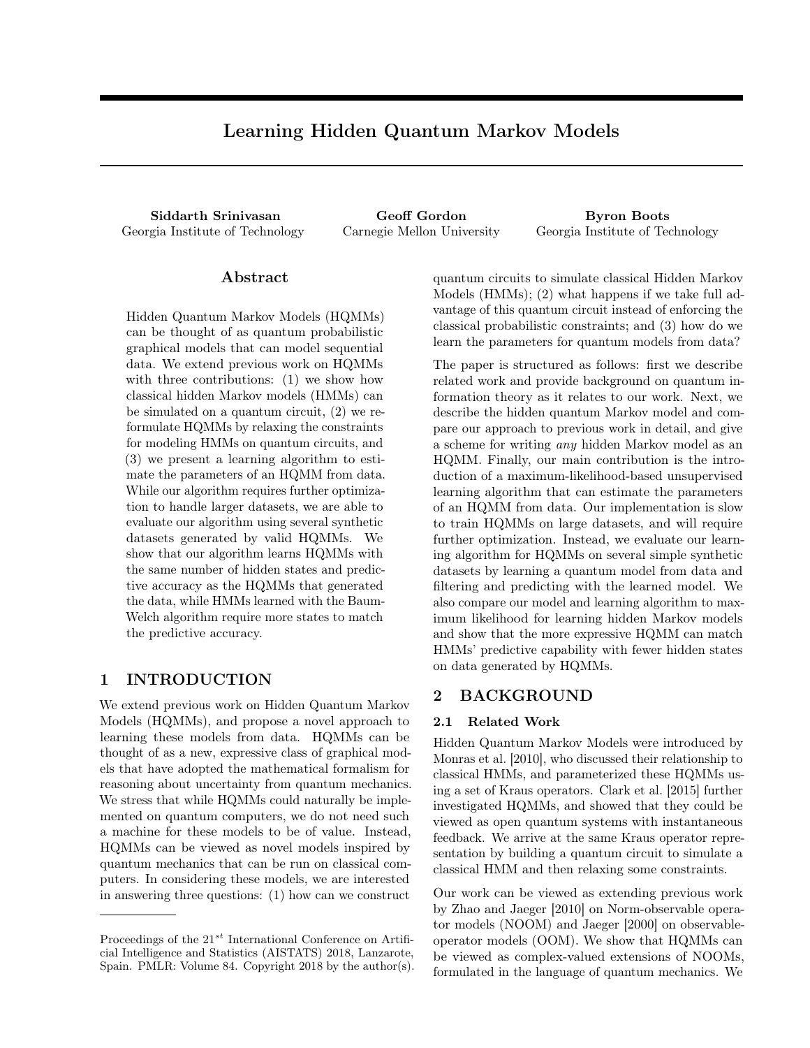# Learning Hidden Quantum Markov Models

**Siddarth Srinivasan**
Georgia Institute of Technology

**Geoff Gordon**
Carnegie Mellon University

**Byron Boots**
Georgia Institute of Technology

## Abstract

Hidden Quantum Markov Models (HQMMs) can be thought of as quantum probabilistic graphical models that can model sequential data. We extend previous work on HQMMs with three contributions: (1) we show how classical hidden Markov models (HMMs) can be simulated on a quantum circuit, (2) we reformulate HQMMs by relaxing the constraints for modeling HMMs on quantum circuits, and (3) we present a learning algorithm to estimate the parameters of an HQMM from data. While our algorithm requires further optimization to handle larger datasets, we are able to evaluate our algorithm using several synthetic datasets generated by valid HQMMs. We show that our algorithm learns HQMMs with the same number of hidden states and predictive accuracy as the HQMMs that generated the data, while HMMs learned with the Baum-Welch algorithm require more states to match the predictive accuracy.

## 1 INTRODUCTION

We extend previous work on Hidden Quantum Markov Models (HQMMs), and propose a novel approach to learning these models from data. HQMMs can be thought of as a new, expressive class of graphical models that have adopted the mathematical formalism for reasoning about uncertainty from quantum mechanics. We stress that while HQMMs could naturally be implemented on quantum computers, we do not need such a machine for these models to be of value. Instead, HQMMs can be viewed as novel models inspired by quantum mechanics that can be run on classical computers. In considering these models, we are interested in answering three questions: (1) how can we construct quantum circuits to simulate classical Hidden Markov Models (HMMs); (2) what happens if we take full advantage of this quantum circuit instead of enforcing the classical probabilistic constraints; and (3) how do we learn the parameters for quantum models from data?

The paper is structured as follows: first we describe related work and provide background on quantum information theory as it relates to our work. Next, we describe the hidden quantum Markov model and compare our approach to previous work in detail, and give a scheme for writing *any* hidden Markov model as an HQMM. Finally, our main contribution is the introduction of a maximum-likelihood-based unsupervised learning algorithm that can estimate the parameters of an HQMM from data. Our implementation is slow to train HQMMs on large datasets, and will require further optimization. Instead, we evaluate our learning algorithm for HQMMs on several simple synthetic datasets by learning a quantum model from data and filtering and predicting with the learned model. We also compare our model and learning algorithm to maximum likelihood for learning hidden Markov models and show that the more expressive HQMM can match HMMs' predictive capability with fewer hidden states on data generated by HQMMs.

## 2 BACKGROUND

### 2.1 Related Work

Hidden Quantum Markov Models were introduced by Monras et al. [2010], who discussed their relationship to classical HMMs, and parameterized these HQMMs using a set of Kraus operators. Clark et al. [2015] further investigated HQMMs, and showed that they could be viewed as open quantum systems with instantaneous feedback. We arrive at the same Kraus operator representation by building a quantum circuit to simulate a classical HMM and then relaxing some constraints.

Our work can be viewed as extending previous work by Zhao and Jaeger [2010] on Norm-observable operator models (NOOM) and Jaeger [2000] on observable-operator models (OOM). We show that HQMMs can be viewed as complex-valued extensions of NOOMs, formulated in the language of quantum mechanics. We

---

Proceedings of the 21[st] International Conference on Artificial Intelligence and Statistics (AISTATS) 2018, Lanzarote, Spain. PMLR: Volume 84. Copyright 2018 by the author(s).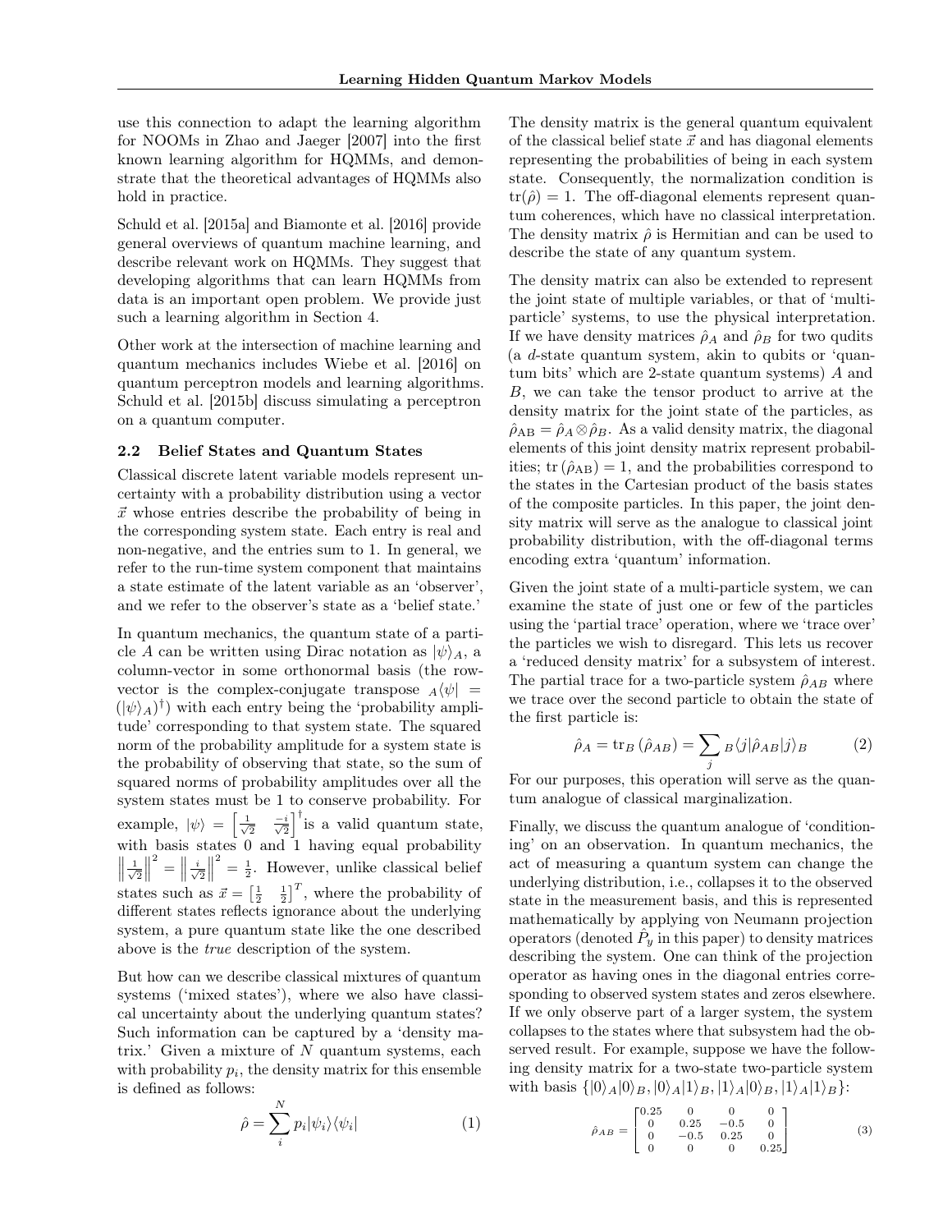use this connection to adapt the learning algorithm for NOOMs in Zhao and Jaeger [2007] into the first known learning algorithm for HQMMs, and demonstrate that the theoretical advantages of HQMMs also hold in practice.

Schuld et al. [2015a] and Biamonte et al. [2016] provide general overviews of quantum machine learning, and describe relevant work on HQMMs. They suggest that developing algorithms that can learn HQMMs from data is an important open problem. We provide just such a learning algorithm in Section 4.

Other work at the intersection of machine learning and quantum mechanics includes Wiebe et al. [2016] on quantum perceptron models and learning algorithms. Schuld et al. [2015b] discuss simulating a perceptron on a quantum computer.

### 2.2 Belief States and Quantum States

Classical discrete latent variable models represent uncertainty with a probability distribution using a vector $\vec{x}$ whose entries describe the probability of being in the corresponding system state. Each entry is real and non-negative, and the entries sum to 1. In general, we refer to the run-time system component that maintains a state estimate of the latent variable as an 'observer', and we refer to the observer's state as a 'belief state.'

In quantum mechanics, the quantum state of a particle $A$ can be written using Dirac notation as $|\psi\rangle_A$, a column-vector in some orthonormal basis (the row-vector is the complex-conjugate transpose ${}_A\langle\psi| = (|\psi\rangle_A)^\dagger$) with each entry being the 'probability amplitude' corresponding to that system state. The squared norm of the probability amplitude for a system state is the probability of observing that state, so the sum of squared norms of probability amplitudes over all the system states must be 1 to conserve probability. For example, $|\psi\rangle = \begin{bmatrix} \frac{1}{\sqrt{2}} & \frac{-i}{\sqrt{2}} \end{bmatrix}^\dagger$ is a valid quantum state, with basis states 0 and 1 having equal probability $\left\| \frac{1}{\sqrt{2}} \right\|^2 = \left\| \frac{i}{\sqrt{2}} \right\|^2 = \frac{1}{2}$. However, unlike classical belief states such as $\vec{x} = \begin{bmatrix} \frac{1}{2} & \frac{1}{2} \end{bmatrix}^T$, where the probability of different states reflects ignorance about the underlying system, a pure quantum state like the one described above is the *true* description of the system.

But how can we describe classical mixtures of quantum systems ('mixed states'), where we also have classical uncertainty about the underlying quantum states? Such information can be captured by a 'density matrix.' Given a mixture of $N$ quantum systems, each with probability $p_i$, the density matrix for this ensemble is defined as follows:

$$\hat{\rho} = \sum_{i}^{N} p_i |\psi_i\rangle\langle\psi_i| \tag{1}$$

The density matrix is the general quantum equivalent of the classical belief state $\vec{x}$ and has diagonal elements representing the probabilities of being in each system state. Consequently, the normalization condition is $\text{tr}(\hat{\rho}) = 1$. The off-diagonal elements represent quantum coherences, which have no classical interpretation. The density matrix $\hat{\rho}$ is Hermitian and can be used to describe the state of any quantum system.

The density matrix can also be extended to represent the joint state of multiple variables, or that of 'multi-particle' systems, to use the physical interpretation. If we have density matrices $\hat{\rho}_A$ and $\hat{\rho}_B$ for two qudits (a $d$-state quantum system, akin to qubits or 'quantum bits' which are 2-state quantum systems) $A$ and $B$, we can take the tensor product to arrive at the density matrix for the joint state of the particles, as $\hat{\rho}_{\text{AB}} = \hat{\rho}_A \otimes \hat{\rho}_B$. As a valid density matrix, the diagonal elements of this joint density matrix represent probabilities; $\text{tr}(\hat{\rho}_{\text{AB}}) = 1$, and the probabilities correspond to the states in the Cartesian product of the basis states of the composite particles. In this paper, the joint density matrix will serve as the analogue to classical joint probability distribution, with the off-diagonal terms encoding extra 'quantum' information.

Given the joint state of a multi-particle system, we can examine the state of just one or few of the particles using the 'partial trace' operation, where we 'trace over' the particles we wish to disregard. This lets us recover a 'reduced density matrix' for a subsystem of interest. The partial trace for a two-particle system $\hat{\rho}_{AB}$ where we trace over the second particle to obtain the state of the first particle is:

$$\hat{\rho}_A = \text{tr}_B\left(\hat{\rho}_{AB}\right) = \sum_j {}_B\langle j|\hat{\rho}_{AB}|j\rangle_B \tag{2}$$

For our purposes, this operation will serve as the quantum analogue of classical marginalization.

Finally, we discuss the quantum analogue of 'conditioning' on an observation. In quantum mechanics, the act of measuring a quantum system can change the underlying distribution, i.e., collapses it to the observed state in the measurement basis, and this is represented mathematically by applying von Neumann projection operators (denoted $\hat{P}_y$ in this paper) to density matrices describing the system. One can think of the projection operator as having ones in the diagonal entries corresponding to observed system states and zeros elsewhere. If we only observe part of a larger system, the system collapses to the states where that subsystem had the observed result. For example, suppose we have the following density matrix for a two-state two-particle system with basis $\{|0\rangle_A|0\rangle_B, |0\rangle_A|1\rangle_B, |1\rangle_A|0\rangle_B, |1\rangle_A|1\rangle_B\}$:

$$\hat{\rho}_{AB} = \begin{bmatrix} 0.25 & 0 & 0 & 0 \\ 0 & 0.25 & -0.5 & 0 \\ 0 & -0.5 & 0.25 & 0 \\ 0 & 0 & 0 & 0.25 \end{bmatrix} \tag{3}$$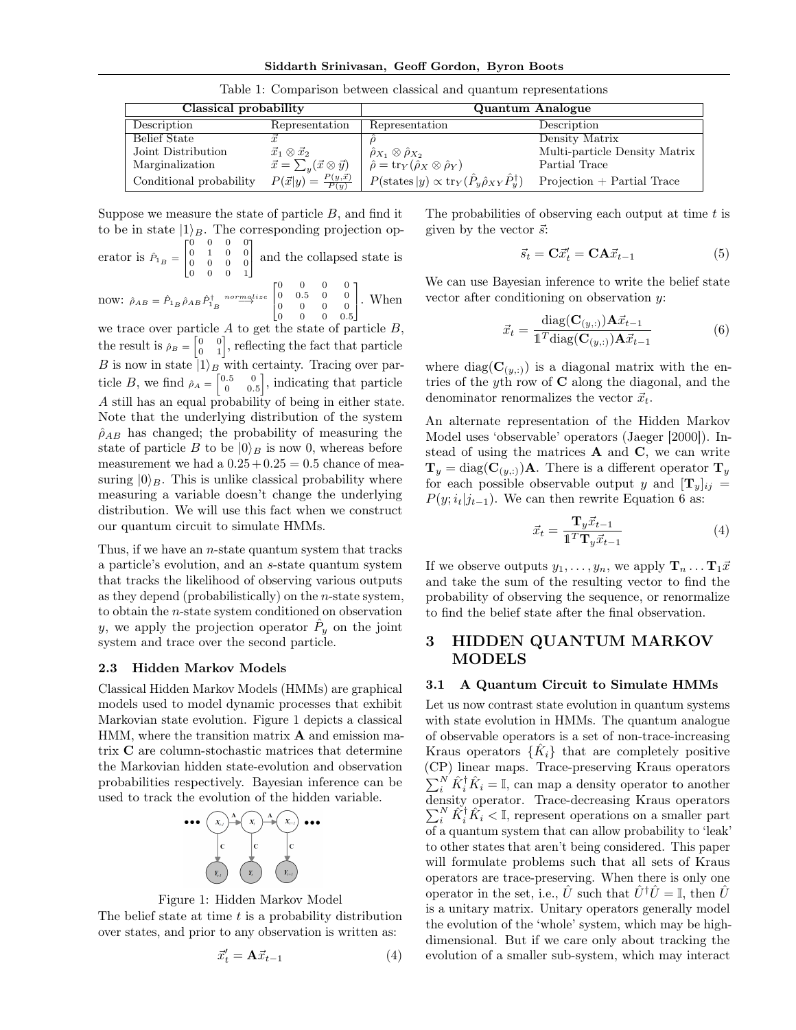Table 1: Comparison between classical and quantum representations

| Classical probability | | Quantum Analogue | |
|---|---|---|---|
| Description | Representation | Representation | Description |
| Belief State | $\vec{x}$ | $\hat{\rho}$ | Density Matrix |
| Joint Distribution | $\vec{x}_1 \otimes \vec{x}_2$ | $\hat{\rho}_{X_1} \otimes \hat{\rho}_{X_2}$ | Multi-particle Density Matrix |
| Marginalization | $\vec{x} = \sum_y (\vec{x} \otimes \vec{y})$ | $\hat{\rho} = \text{tr}_Y(\hat{\rho}_X \otimes \hat{\rho}_Y)$ | Partial Trace |
| Conditional probability | $P(\vec{x}\vert y) = \frac{P(y,\vec{x})}{P(y)}$ | $P(\text{states}\,\vert y) \propto \text{tr}_Y(\hat{P}_y \hat{\rho}_{XY} \hat{P}_y^\dagger)$ | Projection + Partial Trace |

Suppose we measure the state of particle $B$, and find it to be in state $|1\rangle_B$. The corresponding projection operator is $\hat{P}_{1_B} = \begin{bmatrix} 0 & 0 & 0 & 0 \\ 0 & 1 & 0 & 0 \\ 0 & 0 & 0 & 0 \\ 0 & 0 & 0 & 1 \end{bmatrix}$ and the collapsed state is now: $\hat{\rho}_{AB} = \hat{P}_{1_B} \hat{\rho}_{AB} \hat{P}_{1_B}^\dagger \overset{normalize}{\longrightarrow} \begin{bmatrix} 0 & 0 & 0 & 0 \\ 0 & 0.5 & 0 & 0 \\ 0 & 0 & 0 & 0 \\ 0 & 0 & 0 & 0.5 \end{bmatrix}$. When we trace over particle $A$ to get the state of particle $B$, the result is $\hat{\rho}_B = \begin{bmatrix} 0 & 0 \\ 0 & 1 \end{bmatrix}$, reflecting the fact that particle $B$ is now in state $|1\rangle_B$ with certainty. Tracing over particle $B$, we find $\hat{\rho}_A = \begin{bmatrix} 0.5 & 0 \\ 0 & 0.5 \end{bmatrix}$, indicating that particle $A$ still has an equal probability of being in either state. Note that the underlying distribution of the system $\hat{\rho}_{AB}$ has changed; the probability of measuring the state of particle $B$ to be $|0\rangle_B$ is now 0, whereas before measurement we had a $0.25 + 0.25 = 0.5$ chance of measuring $|0\rangle_B$. This is unlike classical probability where measuring a variable doesn't change the underlying distribution. We will use this fact when we construct our quantum circuit to simulate HMMs.

Thus, if we have an $n$-state quantum system that tracks a particle's evolution, and an $s$-state quantum system that tracks the likelihood of observing various outputs as they depend (probabilistically) on the $n$-state system, to obtain the $n$-state system conditioned on observation $y$, we apply the projection operator $\hat{P}_y$ on the joint system and trace over the second particle.

### 2.3 Hidden Markov Models

Classical Hidden Markov Models (HMMs) are graphical models used to model dynamic processes that exhibit Markovian state evolution. Figure 1 depicts a classical HMM, where the transition matrix $\mathbf{A}$ and emission matrix $\mathbf{C}$ are column-stochastic matrices that determine the Markovian hidden state-evolution and observation probabilities respectively. Bayesian inference can be used to track the evolution of the hidden variable.

Figure 1: Hidden Markov Model

The belief state at time $t$ is a probability distribution over states, and prior to any observation is written as:

$$\vec{x}_t' = \mathbf{A}\vec{x}_{t-1} \tag{4}$$

The probabilities of observing each output at time $t$ is given by the vector $\vec{s}$:

$$\vec{s}_t = \mathbf{C}\vec{x}_t' = \mathbf{C}\mathbf{A}\vec{x}_{t-1} \tag{5}$$

We can use Bayesian inference to write the belief state vector after conditioning on observation $y$:

$$\vec{x}_t = \frac{\text{diag}(\mathbf{C}_{(y,:)})\mathbf{A}\vec{x}_{t-1}}{\mathbb{1}^T \text{diag}(\mathbf{C}_{(y,:)})\mathbf{A}\vec{x}_{t-1}} \tag{6}$$

where $\text{diag}(\mathbf{C}_{(y,:)})$ is a diagonal matrix with the entries of the $y$th row of $\mathbf{C}$ along the diagonal, and the denominator renormalizes the vector $\vec{x}_t$.

An alternate representation of the Hidden Markov Model uses 'observable' operators (Jaeger [2000]). Instead of using the matrices $\mathbf{A}$ and $\mathbf{C}$, we can write $\mathbf{T}_y = \text{diag}(\mathbf{C}_{(y,:)})\mathbf{A}$. There is a different operator $\mathbf{T}_y$ for each possible observable output $y$ and $[\mathbf{T}_y]_{ij} = P(y; i_t | j_{t-1})$. We can then rewrite Equation 6 as:

$$\vec{x}_t = \frac{\mathbf{T}_y \vec{x}_{t-1}}{\mathbb{1}^T \mathbf{T}_y \vec{x}_{t-1}} \tag{4}$$

If we observe outputs $y_1, \ldots, y_n$, we apply $\mathbf{T}_n \ldots \mathbf{T}_1 \vec{x}$ and take the sum of the resulting vector to find the probability of observing the sequence, or renormalize to find the belief state after the final observation.

## 3 HIDDEN QUANTUM MARKOV MODELS

### 3.1 A Quantum Circuit to Simulate HMMs

Let us now contrast state evolution in quantum systems with state evolution in HMMs. The quantum analogue of observable operators is a set of non-trace-increasing Kraus operators $\{\hat{K}_i\}$ that are completely positive (CP) linear maps. Trace-preserving Kraus operators $\sum_i^N \hat{K}_i^\dagger \hat{K}_i = \mathbb{I}$, can map a density operator to another density operator. Trace-decreasing Kraus operators $\sum_i^N \hat{K}_i^\dagger \hat{K}_i < \mathbb{I}$, represent operations on a smaller part of a quantum system that can allow probability to 'leak' to other states that aren't being considered. This paper will formulate problems such that all sets of Kraus operators are trace-preserving. When there is only one operator in the set, i.e., $\hat{U}$ such that $\hat{U}^\dagger \hat{U} = \mathbb{I}$, then $\hat{U}$ is a unitary matrix. Unitary operators generally model the evolution of the 'whole' system, which may be high-dimensional. But if we care only about tracking the evolution of a smaller sub-system, which may interact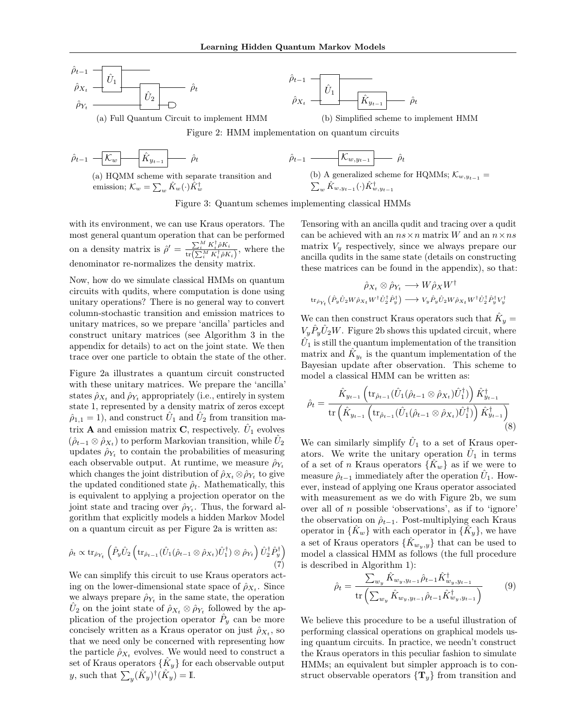(a) Full Quantum Circuit to implement HMM

(b) Simplified scheme to implement HMM

Figure 2: HMM implementation on quantum circuits

(a) HQMM scheme with separate transition and emission; $\mathcal{K}_w = \sum_w \hat{K}_w(\cdot)\hat{K}_w^\dagger$

(b) A generalized scheme for HQMMs; $\mathcal{K}_{w,y_{t-1}} = \sum_w \hat{K}_{w,y_{t-1}}(\cdot)\hat{K}_{w,y_{t-1}}^\dagger$

Figure 3: Quantum schemes implementing classical HMMs

with its environment, we can use Kraus operators. The most general quantum operation that can be performed on a density matrix is $\hat{\rho}' = \frac{\sum_i^M K_i^\dagger \hat{\rho} K_i}{\mathrm{tr}\left(\sum_i^M K_i^\dagger \hat{\rho} K_i\right)}$, where the denominator re-normalizes the density matrix.

Now, how do we simulate classical HMMs on quantum circuits with qudits, where computation is done using unitary operations? There is no general way to convert column-stochastic transition and emission matrices to unitary matrices, so we prepare 'ancilla' particles and construct unitary matrices (see Algorithm 3 in the appendix for details) to act on the joint state. We then trace over one particle to obtain the state of the other.

Figure 2a illustrates a quantum circuit constructed with these unitary matrices. We prepare the 'ancilla' states $\hat{\rho}_{X_t}$ and $\hat{\rho}_{Y_t}$ appropriately (i.e., entirely in system state 1, represented by a density matrix of zeros except $\hat{\rho}_{1,1} = 1$), and construct $\hat{U}_1$ and $\hat{U}_2$ from transition matrix $\mathbf{A}$ and emission matrix $\mathbf{C}$, respectively. $\hat{U}_1$ evolves $(\hat{\rho}_{t-1} \otimes \hat{\rho}_{X_t})$ to perform Markovian transition, while $\hat{U}_2$ updates $\hat{\rho}_{Y_t}$ to contain the probabilities of measuring each observable output. At runtime, we measure $\hat{\rho}_{Y_t}$ which changes the joint distribution of $\hat{\rho}_{X_t} \otimes \hat{\rho}_{Y_t}$ to give the updated conditioned state $\hat{\rho}_t$. Mathematically, this is equivalent to applying a projection operator on the joint state and tracing over $\hat{\rho}_{Y_t}$. Thus, the forward algorithm that explicitly models a hidden Markov Model on a quantum circuit as per Figure 2a is written as:

$$\hat{\rho}_t \propto \mathrm{tr}_{\hat{\rho}_{Y_t}}\left(\hat{P}_y \hat{U}_2 \left(\mathrm{tr}_{\hat{\rho}_{t-1}}(\hat{U}_1(\hat{\rho}_{t-1} \otimes \hat{\rho}_{X_t})\hat{U}_1^\dagger) \otimes \hat{\rho}_{Y_t}\right) \hat{U}_2^\dagger \hat{P}_y^\dagger\right) \tag{7}$$

We can simplify this circuit to use Kraus operators acting on the lower-dimensional state space of $\hat{\rho}_{X_t}$. Since we always prepare $\hat{\rho}_{Y_t}$ in the same state, the operation $\hat{U}_2$ on the joint state of $\hat{\rho}_{X_t} \otimes \hat{\rho}_{Y_t}$ followed by the application of the projection operator $\hat{P}_y$ can be more concisely written as a Kraus operator on just $\hat{\rho}_{X_t}$, so that we need only be concerned with representing how the particle $\hat{\rho}_{X_t}$ evolves. We would need to construct a set of Kraus operators $\{\hat{K}_y\}$ for each observable output $y$, such that $\sum_y (\hat{K}_y)^\dagger (\hat{K}_y) = \mathbb{I}$.

Tensoring with an ancilla qudit and tracing over a qudit can be achieved with an $ns \times n$ matrix $W$ and an $n \times ns$ matrix $V_y$ respectively, since we always prepare our ancilla qudits in the same state (details on constructing these matrices can be found in the appendix), so that:

$$\hat{\rho}_{X_t} \otimes \hat{\rho}_{Y_t} \longrightarrow W \hat{\rho}_X W^\dagger$$

$$\mathrm{tr}_{\hat{\rho}_{Y_t}}\left(\hat{P}_y \hat{U}_2 W \hat{\rho}_{X_t} W^\dagger \hat{U}_2^\dagger \hat{P}_y^\dagger\right) \longrightarrow V_y \hat{P}_y \hat{U}_2 W \hat{\rho}_{X_t} W^\dagger \hat{U}_2^\dagger \hat{P}_y^\dagger V_y^\dagger$$

We can then construct Kraus operators such that $\hat{K}_y = V_y \hat{P}_y \hat{U}_2 W$. Figure 2b shows this updated circuit, where $\hat{U}_1$ is still the quantum implementation of the transition matrix and $\hat{K}_{y_t}$ is the quantum implementation of the Bayesian update after observation. This scheme to model a classical HMM can be written as:

$$\hat{\rho}_t = \frac{\hat{K}_{y_{t-1}}\left(\mathrm{tr}_{\hat{\rho}_{t-1}}(\hat{U}_1(\hat{\rho}_{t-1} \otimes \hat{\rho}_{X_t})\hat{U}_1^\dagger)\right)\hat{K}_{y_{t-1}}^\dagger}{\mathrm{tr}\left(\hat{K}_{y_{t-1}}\left(\mathrm{tr}_{\hat{\rho}_{t-1}}(\hat{U}_1(\hat{\rho}_{t-1} \otimes \hat{\rho}_{X_t})\hat{U}_1^\dagger)\right)\hat{K}_{y_{t-1}}^\dagger\right)} \tag{8}$$

We can similarly simplify $\hat{U}_1$ to a set of Kraus operators. We write the unitary operation $\hat{U}_1$ in terms of a set of $n$ Kraus operators $\{\hat{K}_w\}$ as if we were to measure $\hat{\rho}_{t-1}$ immediately after the operation $\hat{U}_1$. However, instead of applying one Kraus operator associated with measurement as we do with Figure 2b, we sum over all of $n$ possible 'observations', as if to 'ignore' the observation on $\hat{\rho}_{t-1}$. Post-multiplying each Kraus operator in $\{\hat{K}_w\}$ with each operator in $\{\hat{K}_y\}$, we have a set of Kraus operators $\{\hat{K}_{w_y,y}\}$ that can be used to model a classical HMM as follows (the full procedure is described in Algorithm 1):

$$\hat{\rho}_t = \frac{\sum_{w_y} \hat{K}_{w_y,y_{t-1}} \hat{\rho}_{t-1} \hat{K}_{w_y,y_{t-1}}^\dagger}{\mathrm{tr}\left(\sum_{w_y} \hat{K}_{w_y,y_{t-1}} \hat{\rho}_{t-1} \hat{K}_{w_y,y_{t-1}}^\dagger\right)} \tag{9}$$

We believe this procedure to be a useful illustration of performing classical operations on graphical models using quantum circuits. In practice, we needn't construct the Kraus operators in this peculiar fashion to simulate HMMs; an equivalent but simpler approach is to construct observable operators $\{\mathbf{T}_y\}$ from transition and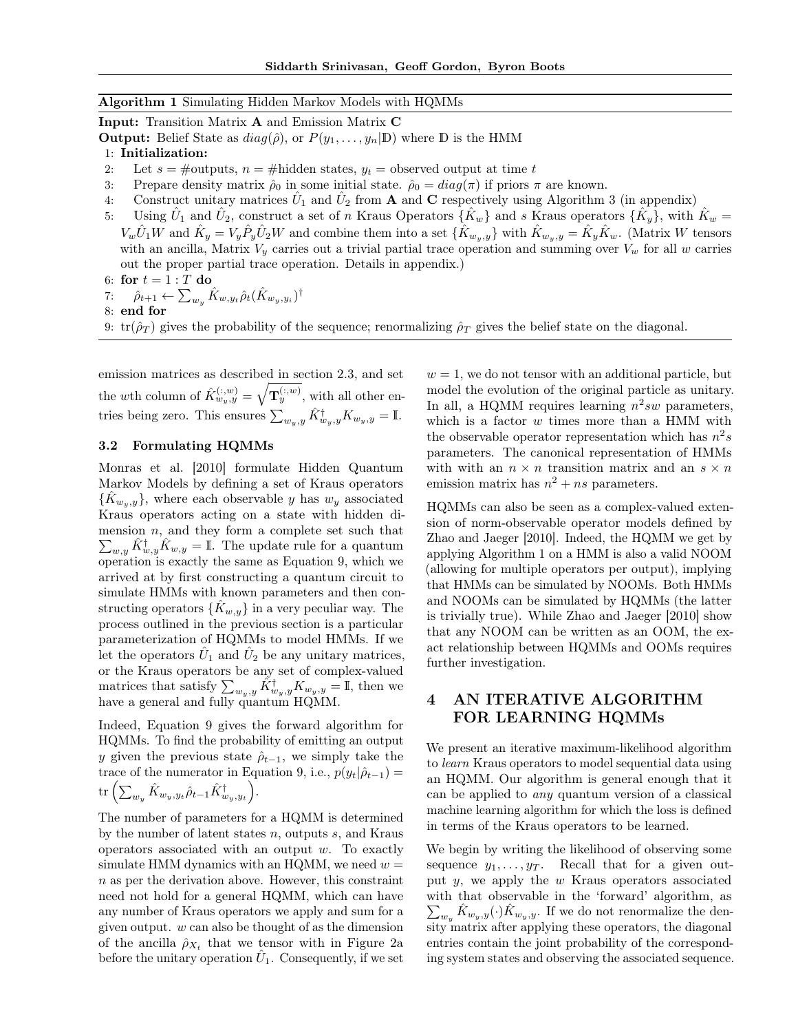**Algorithm 1** Simulating Hidden Markov Models with HQMMs

**Input:** Transition Matrix $\mathbf{A}$ and Emission Matrix $\mathbf{C}$

**Output:** Belief State as $diag(\hat{\rho})$, or $P(y_1, \ldots, y_n|\mathbb{D})$ where $\mathbb{D}$ is the HMM

1: **Initialization:**

2: Let $s$ = #outputs, $n$ = #hidden states, $y_t$ = observed output at time $t$

3: Prepare density matrix $\hat{\rho}_0$ in some initial state. $\hat{\rho}_0 = diag(\pi)$ if priors $\pi$ are known.

4: Construct unitary matrices $\hat{U}_1$ and $\hat{U}_2$ from $\mathbf{A}$ and $\mathbf{C}$ respectively using Algorithm 3 (in appendix)

5: Using $\hat{U}_1$ and $\hat{U}_2$, construct a set of $n$ Kraus Operators $\{\hat{K}_w\}$ and $s$ Kraus operators $\{\hat{K}_y\}$, with $\hat{K}_w = V_w\hat{U}_1W$ and $\hat{K}_y = V_y\hat{P}_y\hat{U}_2W$ and combine them into a set $\{\hat{K}_{w_y,y}\}$ with $\hat{K}_{w_y,y} = \hat{K}_y\hat{K}_w$. (Matrix $W$ tensors with an ancilla, Matrix $V_y$ carries out a trivial partial trace operation and summing over $V_w$ for all $w$ carries out the proper partial trace operation. Details in appendix.)

6: **for** $t = 1 : T$ **do**

7: $\hat{\rho}_{t+1} \leftarrow \sum_{w_y} \hat{K}_{w,y_t}\hat{\rho}_t(\hat{K}_{w_y,y_i})^\dagger$

8: **end for**

9: $\text{tr}(\hat{\rho}_T)$ gives the probability of the sequence; renormalizing $\hat{\rho}_T$ gives the belief state on the diagonal.

emission matrices as described in section 2.3, and set the $w$th column of $\hat{K}^{(:,w)}_{w_y,y} = \sqrt{\mathbf{T}^{(:,w)}_y}$, with all other entries being zero. This ensures $\sum_{w_y,y} \hat{K}^\dagger_{w_y,y}\hat{K}_{w_y,y} = \mathbb{I}$.

### 3.2 Formulating HQMMs

Monras et al. [2010] formulate Hidden Quantum Markov Models by defining a set of Kraus operators $\{\hat{K}_{w_y,y}\}$, where each observable $y$ has $w_y$ associated Kraus operators acting on a state with hidden dimension $n$, and they form a complete set such that $\sum_{w,y} \hat{K}^\dagger_{w,y}\hat{K}_{w,y} = \mathbb{I}$. The update rule for a quantum operation is exactly the same as Equation 9, which we arrived at by first constructing a quantum circuit to simulate HMMs with known parameters and then constructing operators $\{\hat{K}_{w,y}\}$ in a very peculiar way. The process outlined in the previous section is a particular parameterization of HQMMs to model HMMs. If we let the operators $\hat{U}_1$ and $\hat{U}_2$ be any unitary matrices, or the Kraus operators be any set of complex-valued matrices that satisfy $\sum_{w_y,y} \hat{K}^\dagger_{w_y,y}K_{w_y,y} = \mathbb{I}$, then we have a general and fully quantum HQMM.

Indeed, Equation 9 gives the forward algorithm for HQMMs. To find the probability of emitting an output $y$ given the previous state $\hat{\rho}_{t-1}$, we simply take the trace of the numerator in Equation 9, i.e., $p(y_t|\hat{\rho}_{t-1}) = \text{tr}\left(\sum_{w_y} \hat{K}_{w_y,y_t}\hat{\rho}_{t-1}\hat{K}^\dagger_{w_y,y_t}\right)$.

The number of parameters for a HQMM is determined by the number of latent states $n$, outputs $s$, and Kraus operators associated with an output $w$. To exactly simulate HMM dynamics with an HQMM, we need $w = n$ as per the derivation above. However, this constraint need not hold for a general HQMM, which can have any number of Kraus operators we apply and sum for a given output. $w$ can also be thought of as the dimension of the ancilla $\hat{\rho}_{X_t}$ that we tensor with in Figure 2a before the unitary operation $\hat{U}_1$. Consequently, if we set $w = 1$, we do not tensor with an additional particle, but model the evolution of the original particle as unitary. In all, a HQMM requires learning $n^2sw$ parameters, which is a factor $w$ times more than a HMM with the observable operator representation which has $n^2s$ parameters. The canonical representation of HMMs with with an $n \times n$ transition matrix and an $s \times n$ emission matrix has $n^2 + ns$ parameters.

HQMMs can also be seen as a complex-valued extension of norm-observable operator models defined by Zhao and Jaeger [2010]. Indeed, the HQMM we get by applying Algorithm 1 on a HMM is also a valid NOOM (allowing for multiple operators per output), implying that HMMs can be simulated by NOOMs. Both HMMs and NOOMs can be simulated by HQMMs (the latter is trivially true). While Zhao and Jaeger [2010] show that any NOOM can be written as an OOM, the exact relationship between HQMMs and OOMs requires further investigation.

## 4 AN ITERATIVE ALGORITHM FOR LEARNING HQMMs

We present an iterative maximum-likelihood algorithm to *learn* Kraus operators to model sequential data using an HQMM. Our algorithm is general enough that it can be applied to *any* quantum version of a classical machine learning algorithm for which the loss is defined in terms of the Kraus operators to be learned.

We begin by writing the likelihood of observing some sequence $y_1, \ldots, y_T$. Recall that for a given output $y$, we apply the $w$ Kraus operators associated with that observable in the 'forward' algorithm, as $\sum_{w_y} \hat{K}_{w_y,y}(\cdot)\hat{K}_{w_y,y}$. If we do not renormalize the density matrix after applying these operators, the diagonal entries contain the joint probability of the corresponding system states and observing the associated sequence.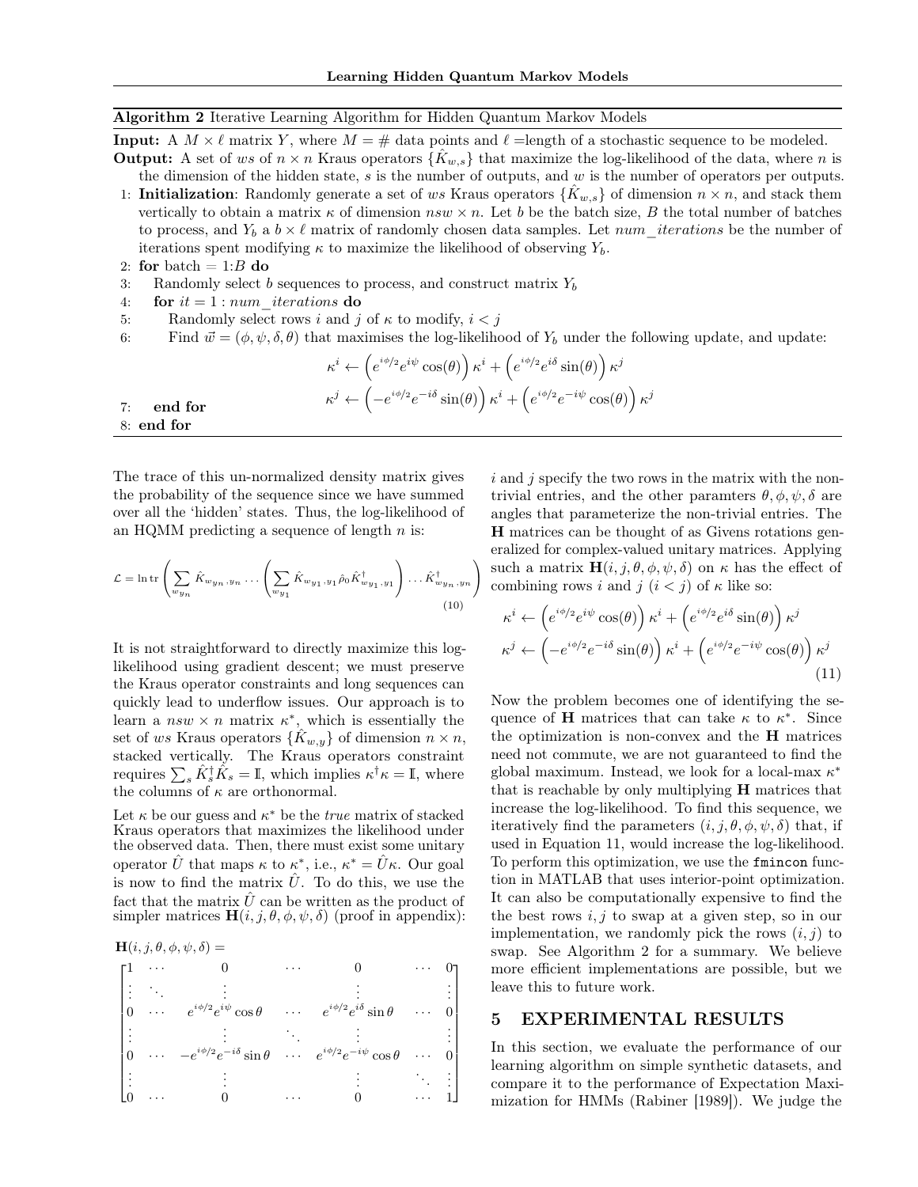**Algorithm 2** Iterative Learning Algorithm for Hidden Quantum Markov Models

**Input:** A $M \times \ell$ matrix $Y$, where $M = \#$ data points and $\ell$ =length of a stochastic sequence to be modeled.

**Output:** A set of $ws$ of $n \times n$ Kraus operators $\{\hat{K}_{w,s}\}$ that maximize the log-likelihood of the data, where $n$ is the dimension of the hidden state, $s$ is the number of outputs, and $w$ is the number of operators per outputs.

1: **Initialization**: Randomly generate a set of $ws$ Kraus operators $\{\hat{K}_{w,s}\}$ of dimension $n \times n$, and stack them vertically to obtain a matrix $\kappa$ of dimension $nsw \times n$. Let $b$ be the batch size, $B$ the total number of batches to process, and $Y_b$ a $b \times \ell$ matrix of randomly chosen data samples. Let *num_iterations* be the number of iterations spent modifying $\kappa$ to maximize the likelihood of observing $Y_b$.

2: **for** batch = 1:$B$ **do**

3: Randomly select $b$ sequences to process, and construct matrix $Y_b$

4: **for** $it = 1 : num\_iterations$ **do**

5: Randomly select rows $i$ and $j$ of $\kappa$ to modify, $i < j$

6: Find $\vec{w} = (\phi, \psi, \delta, \theta)$ that maximises the log-likelihood of $Y_b$ under the following update, and update:

$$\kappa^i \leftarrow \left(e^{i\phi/2}e^{i\psi}\cos(\theta)\right)\kappa^i + \left(e^{i\phi/2}e^{i\delta}\sin(\theta)\right)\kappa^j$$
$$\kappa^j \leftarrow \left(-e^{i\phi/2}e^{-i\delta}\sin(\theta)\right)\kappa^i + \left(e^{i\phi/2}e^{-i\psi}\cos(\theta)\right)\kappa^j$$

7: **end for**

8: **end for**

The trace of this un-normalized density matrix gives the probability of the sequence since we have summed over all the 'hidden' states. Thus, the log-likelihood of an HQMM predicting a sequence of length $n$ is:

$$\mathcal{L} = \ln \operatorname{tr}\left(\sum_{w_{y_n}} \hat{K}_{w_{y_n},y_n} \dots \left(\sum_{w_{y_1}} \hat{K}_{w_{y_1},y_1}\hat{\rho}_0\hat{K}^\dagger_{w_{y_1},y_1}\right) \dots \hat{K}^\dagger_{w_{y_n},y_n}\right) \tag{10}$$

It is not straightforward to directly maximize this log-likelihood using gradient descent; we must preserve the Kraus operator constraints and long sequences can quickly lead to underflow issues. Our approach is to learn a $nsw \times n$ matrix $\kappa^*$, which is essentially the set of $ws$ Kraus operators $\{\hat{K}_{w,y}\}$ of dimension $n \times n$, stacked vertically. The Kraus operators constraint requires $\sum_s \hat{K}_s^\dagger \hat{K}_s = \mathbb{I}$, which implies $\kappa^\dagger\kappa = \mathbb{I}$, where the columns of $\kappa$ are orthonormal.

Let $\kappa$ be our guess and $\kappa^*$ be the *true* matrix of stacked Kraus operators that maximizes the likelihood under the observed data. Then, there must exist some unitary operator $\hat{U}$ that maps $\kappa$ to $\kappa^*$, i.e., $\kappa^* = \hat{U}\kappa$. Our goal is now to find the matrix $\hat{U}$. To do this, we use the fact that the matrix $\hat{U}$ can be written as the product of simpler matrices $\mathbf{H}(i, j, \theta, \phi, \psi, \delta)$ (proof in appendix):

$$\mathbf{H}(i, j, \theta, \phi, \psi, \delta) =$$
$$\begin{bmatrix} 1 & \cdots & 0 & \cdots & 0 & \cdots & 0 \\ \vdots & \ddots & \vdots & & \vdots & & \vdots \\ 0 & \cdots & e^{i\phi/2}e^{i\psi}\cos\theta & \cdots & e^{i\phi/2}e^{i\delta}\sin\theta & \cdots & 0 \\ \vdots & & \vdots & \ddots & \vdots & & \vdots \\ 0 & \cdots & -e^{i\phi/2}e^{-i\delta}\sin\theta & \cdots & e^{i\phi/2}e^{-i\psi}\cos\theta & \cdots & 0 \\ \vdots & & \vdots & & \vdots & \ddots & \vdots \\ 0 & \cdots & 0 & \cdots & 0 & \cdots & 1 \end{bmatrix}$$

$i$ and $j$ specify the two rows in the matrix with the non-trivial entries, and the other paramters $\theta, \phi, \psi, \delta$ are angles that parameterize the non-trivial entries. The $\mathbf{H}$ matrices can be thought of as Givens rotations generalized for complex-valued unitary matrices. Applying such a matrix $\mathbf{H}(i, j, \theta, \phi, \psi, \delta)$ on $\kappa$ has the effect of combining rows $i$ and $j$ ($i < j$) of $\kappa$ like so:

$$\begin{aligned} \kappa^i &\leftarrow \left(e^{i\phi/2}e^{i\psi}\cos(\theta)\right)\kappa^i + \left(e^{i\phi/2}e^{i\delta}\sin(\theta)\right)\kappa^j \\ \kappa^j &\leftarrow \left(-e^{i\phi/2}e^{-i\delta}\sin(\theta)\right)\kappa^i + \left(e^{i\phi/2}e^{-i\psi}\cos(\theta)\right)\kappa^j \end{aligned} \tag{11}$$

Now the problem becomes one of identifying the sequence of $\mathbf{H}$ matrices that can take $\kappa$ to $\kappa^*$. Since the optimization is non-convex and the $\mathbf{H}$ matrices need not commute, we are not guaranteed to find the global maximum. Instead, we look for a local-max $\kappa^*$ that is reachable by only multiplying $\mathbf{H}$ matrices that increase the log-likelihood. To find this sequence, we iteratively find the parameters $(i, j, \theta, \phi, \psi, \delta)$ that, if used in Equation 11, would increase the log-likelihood. To perform this optimization, we use the `fmincon` function in MATLAB that uses interior-point optimization. It can also be computationally expensive to find the the best rows $i, j$ to swap at a given step, so in our implementation, we randomly pick the rows $(i, j)$ to swap. See Algorithm 2 for a summary. We believe more efficient implementations are possible, but we leave this to future work.

## 5 EXPERIMENTAL RESULTS

In this section, we evaluate the performance of our learning algorithm on simple synthetic datasets, and compare it to the performance of Expectation Maximization for HMMs (Rabiner [1989]). We judge the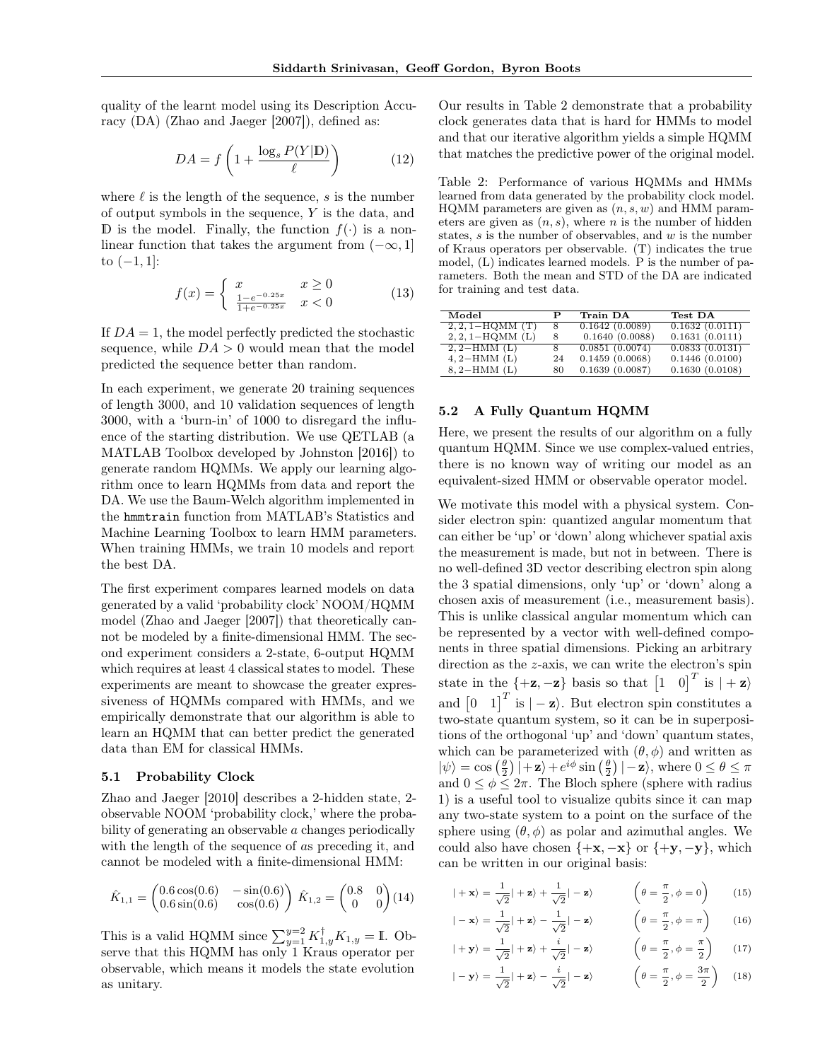quality of the learnt model using its Description Accuracy (DA) (Zhao and Jaeger [2007]), defined as:

$$DA = f\left(1 + \frac{\log_s P(Y|\mathbb{D})}{\ell}\right) \tag{12}$$

where $\ell$ is the length of the sequence, $s$ is the number of output symbols in the sequence, $Y$ is the data, and $\mathbb{D}$ is the model. Finally, the function $f(\cdot)$ is a non-linear function that takes the argument from $(-\infty, 1]$ to $(-1, 1]$:

$$f(x) = \begin{cases} x & x \geq 0 \\ \frac{1-e^{-0.25x}}{1+e^{-0.25x}} & x < 0 \end{cases} \tag{13}$$

If $DA = 1$, the model perfectly predicted the stochastic sequence, while $DA > 0$ would mean that the model predicted the sequence better than random.

In each experiment, we generate 20 training sequences of length 3000, and 10 validation sequences of length 3000, with a 'burn-in' of 1000 to disregard the influence of the starting distribution. We use QETLAB (a MATLAB Toolbox developed by Johnston [2016]) to generate random HQMMs. We apply our learning algorithm once to learn HQMMs from data and report the DA. We use the Baum-Welch algorithm implemented in the `hmmtrain` function from MATLAB's Statistics and Machine Learning Toolbox to learn HMM parameters. When training HMMs, we train 10 models and report the best DA.

The first experiment compares learned models on data generated by a valid 'probability clock' NOOM/HQMM model (Zhao and Jaeger [2007]) that theoretically cannot be modeled by a finite-dimensional HMM. The second experiment considers a 2-state, 6-output HQMM which requires at least 4 classical states to model. These experiments are meant to showcase the greater expressiveness of HQMMs compared with HMMs, and we empirically demonstrate that our algorithm is able to learn an HQMM that can better predict the generated data than EM for classical HMMs.

### 5.1 Probability Clock

Zhao and Jaeger [2010] describes a 2-hidden state, 2-observable NOOM 'probability clock,' where the probability of generating an observable $a$ changes periodically with the length of the sequence of $a$s preceding it, and cannot be modeled with a finite-dimensional HMM:

$$\hat{K}_{1,1} = \begin{pmatrix} 0.6\cos(0.6) & -\sin(0.6) \\ 0.6\sin(0.6) & \cos(0.6) \end{pmatrix} \hat{K}_{1,2} = \begin{pmatrix} 0.8 & 0 \\ 0 & 0 \end{pmatrix} \tag{14}$$

This is a valid HQMM since $\sum_{y=1}^{y=2} K_{1,y}^\dagger K_{1,y} = \mathbb{I}$. Observe that this HQMM has only 1 Kraus operator per observable, which means it models the state evolution as unitary.

Our results in Table 2 demonstrate that a probability clock generates data that is hard for HMMs to model and that our iterative algorithm yields a simple HQMM that matches the predictive power of the original model.

Table 2: Performance of various HQMMs and HMMs learned from data generated by the probability clock model. HQMM parameters are given as $(n, s, w)$ and HMM parameters are given as $(n, s)$, where $n$ is the number of hidden states, $s$ is the number of observables, and $w$ is the number of Kraus operators per observable. (T) indicates the true model, (L) indicates learned models. P is the number of parameters. Both the mean and STD of the DA are indicated for training and test data.

| Model | P | Train DA | Test DA |
|---|---|---|---|
| $2,2,1-$HQMM (T) | 8 | 0.1642 (0.0089) | 0.1632 (0.0111) |
| $2,2,1-$HQMM (L) | 8 | 0.1640 (0.0088) | 0.1631 (0.0111) |
| $2,2-$HMM (L) | 8 | 0.0851 (0.0074) | 0.0833 (0.0131) |
| $4,2-$HMM (L) | 24 | 0.1459 (0.0068) | 0.1446 (0.0100) |
| $8,2-$HMM (L) | 80 | 0.1639 (0.0087) | 0.1630 (0.0108) |

### 5.2 A Fully Quantum HQMM

Here, we present the results of our algorithm on a fully quantum HQMM. Since we use complex-valued entries, there is no known way of writing our model as an equivalent-sized HMM or observable operator model.

We motivate this model with a physical system. Consider electron spin: quantized angular momentum that can either be 'up' or 'down' along whichever spatial axis the measurement is made, but not in between. There is no well-defined 3D vector describing electron spin along the 3 spatial dimensions, only 'up' or 'down' along a chosen axis of measurement (i.e., measurement basis). This is unlike classical angular momentum which can be represented by a vector with well-defined components in three spatial dimensions. Picking an arbitrary direction as the $z$-axis, we can write the electron's spin state in the $\{+\mathbf{z}, -\mathbf{z}\}$ basis so that $\begin{bmatrix}1 & 0\end{bmatrix}^T$ is $|+\mathbf{z}\rangle$ and $\begin{bmatrix}0 & 1\end{bmatrix}^T$ is $|-\mathbf{z}\rangle$. But electron spin constitutes a two-state quantum system, so it can be in superpositions of the orthogonal 'up' and 'down' quantum states, which can be parameterized with $(\theta, \phi)$ and written as $|\psi\rangle = \cos\left(\frac{\theta}{2}\right)|+\mathbf{z}\rangle + e^{i\phi}\sin\left(\frac{\theta}{2}\right)|-\mathbf{z}\rangle$, where $0 \leq \theta \leq \pi$ and $0 \leq \phi \leq 2\pi$. The Bloch sphere (sphere with radius 1) is a useful tool to visualize qubits since it can map any two-state system to a point on the surface of the sphere using $(\theta, \phi)$ as polar and azimuthal angles. We could also have chosen $\{+\mathbf{x}, -\mathbf{x}\}$ or $\{+\mathbf{y}, -\mathbf{y}\}$, which can be written in our original basis:

$$|+\mathbf{x}\rangle = \frac{1}{\sqrt{2}}|+\mathbf{z}\rangle + \frac{1}{\sqrt{2}}|-\mathbf{z}\rangle \qquad \left(\theta = \frac{\pi}{2}, \phi = 0\right) \tag{15}$$

$$|-\mathbf{x}\rangle = \frac{1}{\sqrt{2}}|+\mathbf{z}\rangle - \frac{1}{\sqrt{2}}|-\mathbf{z}\rangle \qquad \left(\theta = \frac{\pi}{2}, \phi = \pi\right) \tag{16}$$

$$|+\mathbf{y}\rangle = \frac{1}{\sqrt{2}}|+\mathbf{z}\rangle + \frac{i}{\sqrt{2}}|-\mathbf{z}\rangle \qquad \left(\theta = \frac{\pi}{2}, \phi = \frac{\pi}{2}\right) \tag{17}$$

$$|-\mathbf{y}\rangle = \frac{1}{\sqrt{2}}|+\mathbf{z}\rangle - \frac{i}{\sqrt{2}}|-\mathbf{z}\rangle \qquad \left(\theta = \frac{\pi}{2}, \phi = \frac{3\pi}{2}\right) \tag{18}$$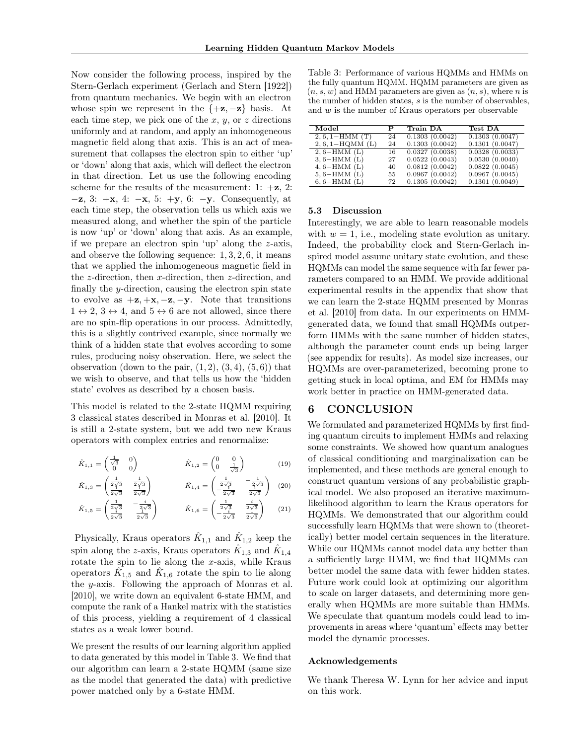Now consider the following process, inspired by the Stern-Gerlach experiment (Gerlach and Stern [1922]) from quantum mechanics. We begin with an electron whose spin we represent in the $\{+\mathbf{z}, -\mathbf{z}\}$ basis. At each time step, we pick one of the $x$, $y$, or $z$ directions uniformly and at random, and apply an inhomogeneous magnetic field along that axis. This is an act of measurement that collapses the electron spin to either 'up' or 'down' along that axis, which will deflect the electron in that direction. Let us use the following encoding scheme for the results of the measurement: 1: $+\mathbf{z}$, 2: $-\mathbf{z}$, 3: $+\mathbf{x}$, 4: $-\mathbf{x}$, 5: $+\mathbf{y}$, 6: $-\mathbf{y}$. Consequently, at each time step, the observation tells us which axis we measured along, and whether the spin of the particle is now 'up' or 'down' along that axis. As an example, if we prepare an electron spin 'up' along the $z$-axis, and observe the following sequence: $1, 3, 2, 6$, it means that we applied the inhomogeneous magnetic field in the $z$-direction, then $x$-direction, then $z$-direction, and finally the $y$-direction, causing the electron spin state to evolve as $+\mathbf{z}, +\mathbf{x}, -\mathbf{z}, -\mathbf{y}$. Note that transitions $1 \leftrightarrow 2$, $3 \leftrightarrow 4$, and $5 \leftrightarrow 6$ are not allowed, since there are no spin-flip operations in our process. Admittedly, this is a slightly contrived example, since normally we think of a hidden state that evolves according to some rules, producing noisy observation. Here, we select the observation (down to the pair, $(1, 2)$, $(3, 4)$, $(5, 6)$) that we wish to observe, and that tells us how the 'hidden state' evolves as described by a chosen basis.

This model is related to the 2-state HQMM requiring 3 classical states described in Monras et al. [2010]. It is still a 2-state system, but we add two new Kraus operators with complex entries and renormalize:

$$\hat{K}_{1,1} = \begin{pmatrix} \frac{1}{\sqrt{3}} & 0 \\ 0 & 0 \end{pmatrix} \qquad \hat{K}_{1,2} = \begin{pmatrix} 0 & 0 \\ 0 & \frac{1}{\sqrt{3}} \end{pmatrix} \tag{19}$$

$$\hat{K}_{1,3} = \begin{pmatrix} \frac{1}{2\sqrt{3}} & \frac{1}{2\sqrt{3}} \\ \frac{1}{2\sqrt{3}} & \frac{1}{2\sqrt{3}} \end{pmatrix} \qquad \hat{K}_{1,4} = \begin{pmatrix} \frac{1}{2\sqrt{3}} & -\frac{1}{2\sqrt{3}} \\ -\frac{1}{2\sqrt{3}} & \frac{1}{2\sqrt{3}} \end{pmatrix} \tag{20}$$

$$\hat{K}_{1,5} = \begin{pmatrix} \frac{1}{2\sqrt{3}} & -\frac{i}{2\sqrt{3}} \\ \frac{i}{2\sqrt{3}} & \frac{1}{2\sqrt{3}} \end{pmatrix} \qquad \hat{K}_{1,6} = \begin{pmatrix} \frac{1}{2\sqrt{3}} & \frac{i}{2\sqrt{3}} \\ -\frac{i}{2\sqrt{3}} & \frac{1}{2\sqrt{3}} \end{pmatrix} \tag{21}$$

Physically, Kraus operators $\hat{K}_{1,1}$ and $\hat{K}_{1,2}$ keep the spin along the $z$-axis, Kraus operators $\hat{K}_{1,3}$ and $\hat{K}_{1,4}$ rotate the spin to lie along the $x$-axis, while Kraus operators $\hat{K}_{1,5}$ and $\hat{K}_{1,6}$ rotate the spin to lie along the $y$-axis. Following the approach of Monras et al. [2010], we write down an equivalent 6-state HMM, and compute the rank of a Hankel matrix with the statistics of this process, yielding a requirement of 4 classical states as a weak lower bound.

We present the results of our learning algorithm applied to data generated by this model in Table 3. We find that our algorithm can learn a 2-state HQMM (same size as the model that generated the data) with predictive power matched only by a 6-state HMM.

Table 3: Performance of various HQMMs and HMMs on the fully quantum HQMM. HQMM parameters are given as $(n, s, w)$ and HMM parameters are given as $(n, s)$, where $n$ is the number of hidden states, $s$ is the number of observables, and $w$ is the number of Kraus operators per observable

| Model | P | Train DA | Test DA |
|---|---|---|---|
| $2, 6, 1-$HMM (T) | 24 | 0.1303 (0.0042) | 0.1303 (0.0047) |
| $2, 6, 1-$HQMM (L) | 24 | 0.1303 (0.0042) | 0.1301 (0.0047) |
| $2, 6-$HMM (L) | 16 | 0.0327 (0.0038) | 0.0328 (0.0033) |
| $3, 6-$HMM (L) | 27 | 0.0522 (0.0043) | 0.0530 (0.0040) |
| $4, 6-$HMM (L) | 40 | 0.0812 (0.0042) | 0.0822 (0.0045) |
| $5, 6-$HMM (L) | 55 | 0.0967 (0.0042) | 0.0967 (0.0045) |
| $6, 6-$HMM (L) | 72 | 0.1305 (0.0042) | 0.1301 (0.0049) |

### 5.3 Discussion

Interestingly, we are able to learn reasonable models with $w = 1$, i.e., modeling state evolution as unitary. Indeed, the probability clock and Stern-Gerlach inspired model assume unitary state evolution, and these HQMMs can model the same sequence with far fewer parameters compared to an HMM. We provide additional experimental results in the appendix that show that we can learn the 2-state HQMM presented by Monras et al. [2010] from data. In our experiments on HMM-generated data, we found that small HQMMs outperform HMMs with the same number of hidden states, although the parameter count ends up being larger (see appendix for results). As model size increases, our HQMMs are over-parameterized, becoming prone to getting stuck in local optima, and EM for HMMs may work better in practice on HMM-generated data.

## 6 CONCLUSION

We formulated and parameterized HQMMs by first finding quantum circuits to implement HMMs and relaxing some constraints. We showed how quantum analogues of classical conditioning and marginalization can be implemented, and these methods are general enough to construct quantum versions of any probabilistic graphical model. We also proposed an iterative maximum-likelihood algorithm to learn the Kraus operators for HQMMs. We demonstrated that our algorithm could successfully learn HQMMs that were shown to (theoretically) better model certain sequences in the literature. While our HQMMs cannot model data any better than a sufficiently large HMM, we find that HQMMs can better model the same data with fewer hidden states. Future work could look at optimizing our algorithm to scale on larger datasets, and determining more generally when HQMMs are more suitable than HMMs. We speculate that quantum models could lead to improvements in areas where 'quantum' effects may better model the dynamic processes.

### Acknowledgements

We thank Theresa W. Lynn for her advice and input on this work.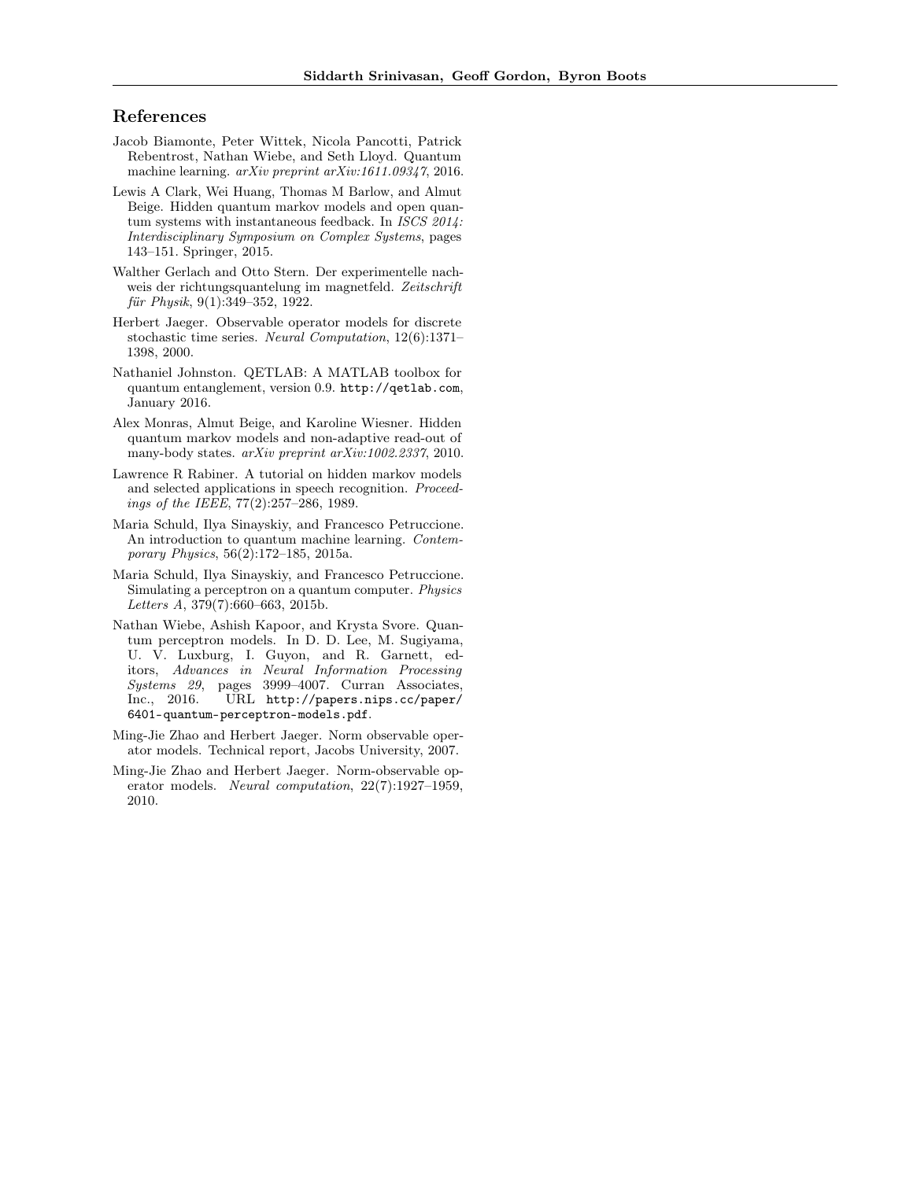## References

Jacob Biamonte, Peter Wittek, Nicola Pancotti, Patrick Rebentrost, Nathan Wiebe, and Seth Lloyd. Quantum machine learning. *arXiv preprint arXiv:1611.09347*, 2016.

Lewis A Clark, Wei Huang, Thomas M Barlow, and Almut Beige. Hidden quantum markov models and open quantum systems with instantaneous feedback. In *ISCS 2014: Interdisciplinary Symposium on Complex Systems*, pages 143–151. Springer, 2015.

Walther Gerlach and Otto Stern. Der experimentelle nachweis der richtungsquantelung im magnetfeld. *Zeitschrift für Physik*, 9(1):349–352, 1922.

Herbert Jaeger. Observable operator models for discrete stochastic time series. *Neural Computation*, 12(6):1371–1398, 2000.

Nathaniel Johnston. QETLAB: A MATLAB toolbox for quantum entanglement, version 0.9. http://qetlab.com, January 2016.

Alex Monras, Almut Beige, and Karoline Wiesner. Hidden quantum markov models and non-adaptive read-out of many-body states. *arXiv preprint arXiv:1002.2337*, 2010.

Lawrence R Rabiner. A tutorial on hidden markov models and selected applications in speech recognition. *Proceedings of the IEEE*, 77(2):257–286, 1989.

Maria Schuld, Ilya Sinayskiy, and Francesco Petruccione. An introduction to quantum machine learning. *Contemporary Physics*, 56(2):172–185, 2015a.

Maria Schuld, Ilya Sinayskiy, and Francesco Petruccione. Simulating a perceptron on a quantum computer. *Physics Letters A*, 379(7):660–663, 2015b.

Nathan Wiebe, Ashish Kapoor, and Krysta Svore. Quantum perceptron models. In D. D. Lee, M. Sugiyama, U. V. Luxburg, I. Guyon, and R. Garnett, editors, *Advances in Neural Information Processing Systems 29*, pages 3999–4007. Curran Associates, Inc., 2016. URL http://papers.nips.cc/paper/6401-quantum-perceptron-models.pdf.

Ming-Jie Zhao and Herbert Jaeger. Norm observable operator models. Technical report, Jacobs University, 2007.

Ming-Jie Zhao and Herbert Jaeger. Norm-observable operator models. *Neural computation*, 22(7):1927–1959, 2010.